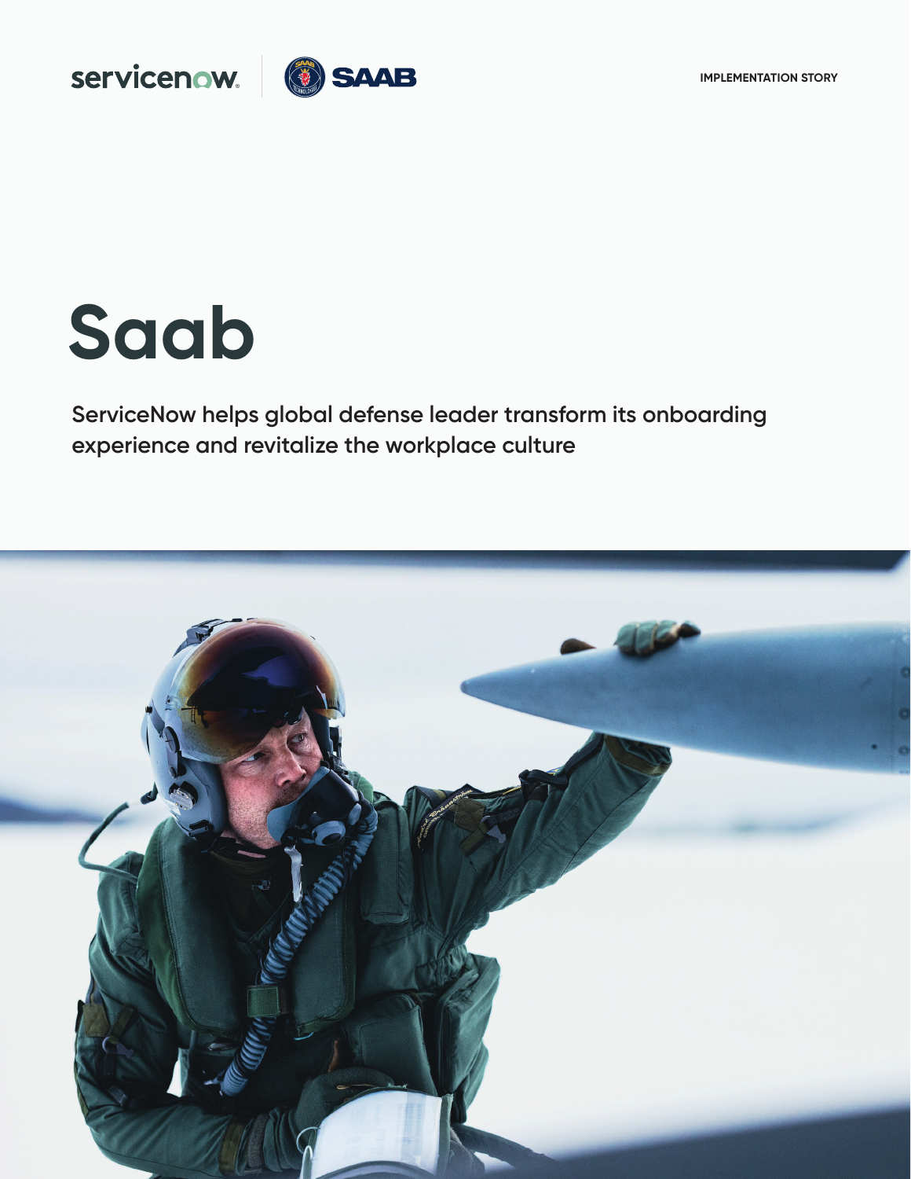IMPLEMENTATION STORY

# Saab

ServiceNow helps global defense leader transform its onboarding experience and revitalize the workplace culture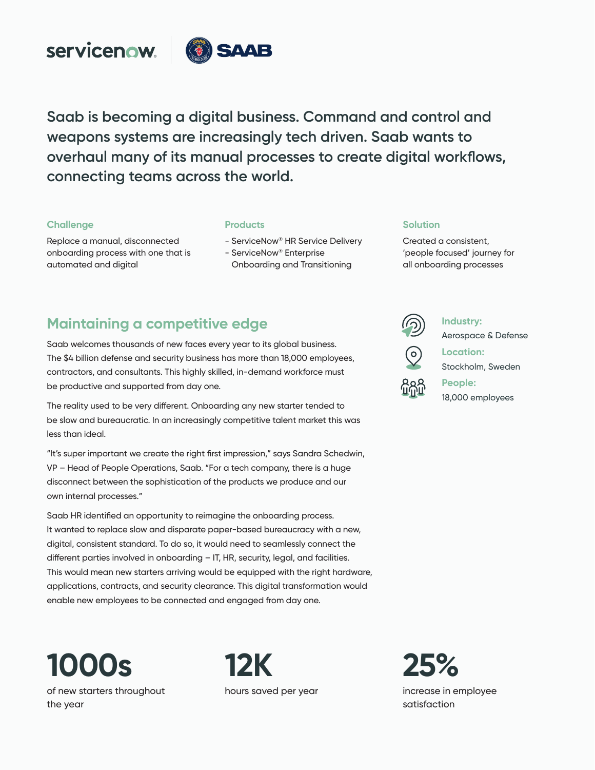Saab is becoming a digital business. Command and control and weapons systems are increasingly tech driven. Saab wants to overhaul many of its manual processes to create digital workflows, connecting teams across the world.

### Challenge

Replace a manual, disconnected onboarding process with one that is automated and digital

### Products

- ServiceNow® HR Service Delivery
- ServiceNow® Enterprise Onboarding and Transitioning

### Solution

Created a consistent, 'people focused' journey for all onboarding processes

## Maintaining a competitive edge

Saab welcomes thousands of new faces every year to its global business. The $4 billion defense and security business has more than 18,000 employees, contractors, and consultants. This highly skilled, in-demand workforce must be productive and supported from day one.

The reality used to be very different. Onboarding any new starter tended to be slow and bureaucratic. In an increasingly competitive talent market this was less than ideal.

"It's super important we create the right first impression," says Sandra Schedwin, VP – Head of People Operations, Saab. "For a tech company, there is a huge disconnect between the sophistication of the products we produce and our own internal processes."

Saab HR identified an opportunity to reimagine the onboarding process. It wanted to replace slow and disparate paper-based bureaucracy with a new, digital, consistent standard. To do so, it would need to seamlessly connect the different parties involved in onboarding – IT, HR, security, legal, and facilities. This would mean new starters arriving would be equipped with the right hardware, applications, contracts, and security clearance. This digital transformation would enable new employees to be connected and engaged from day one.

**Industry:** Aerospace & Defense

**Location:** Stockholm, Sweden

**People:** 18,000 employees

**1000s** of new starters throughout the year

**12K** hours saved per year

**25%** increase in employee satisfaction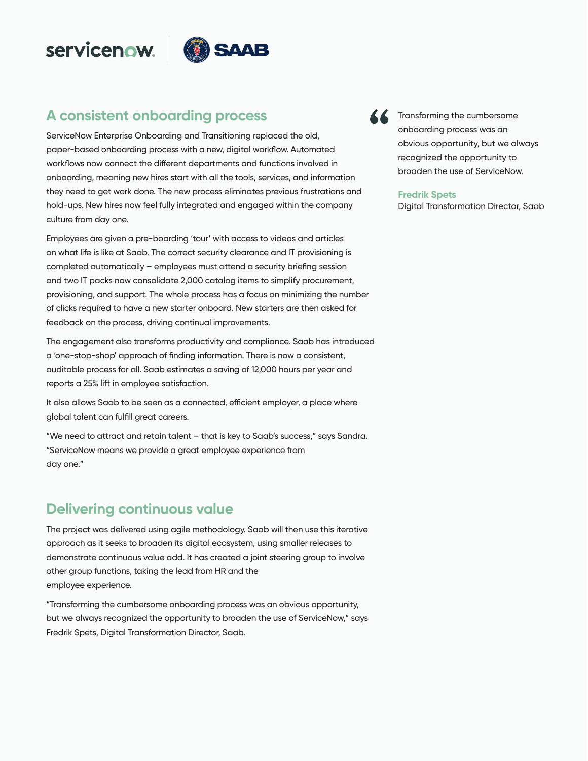## A consistent onboarding process

ServiceNow Enterprise Onboarding and Transitioning replaced the old, paper-based onboarding process with a new, digital workflow. Automated workflows now connect the different departments and functions involved in onboarding, meaning new hires start with all the tools, services, and information they need to get work done. The new process eliminates previous frustrations and hold-ups. New hires now feel fully integrated and engaged within the company culture from day one.

Employees are given a pre-boarding 'tour' with access to videos and articles on what life is like at Saab. The correct security clearance and IT provisioning is completed automatically – employees must attend a security briefing session and two IT packs now consolidate 2,000 catalog items to simplify procurement, provisioning, and support. The whole process has a focus on minimizing the number of clicks required to have a new starter onboard. New starters are then asked for feedback on the process, driving continual improvements.

The engagement also transforms productivity and compliance. Saab has introduced a 'one-stop-shop' approach of finding information. There is now a consistent, auditable process for all. Saab estimates a saving of 12,000 hours per year and reports a 25% lift in employee satisfaction.

It also allows Saab to be seen as a connected, efficient employer, a place where global talent can fulfill great careers.

"We need to attract and retain talent – that is key to Saab's success," says Sandra. "ServiceNow means we provide a great employee experience from day one."

## Delivering continuous value

The project was delivered using agile methodology. Saab will then use this iterative approach as it seeks to broaden its digital ecosystem, using smaller releases to demonstrate continuous value add. It has created a joint steering group to involve other group functions, taking the lead from HR and the employee experience.

"Transforming the cumbersome onboarding process was an obvious opportunity, but we always recognized the opportunity to broaden the use of ServiceNow," says Fredrik Spets, Digital Transformation Director, Saab.

> "Transforming the cumbersome onboarding process was an obvious opportunity, but we always recognized the opportunity to broaden the use of ServiceNow.
>
> **Fredrik Spets**
> Digital Transformation Director, Saab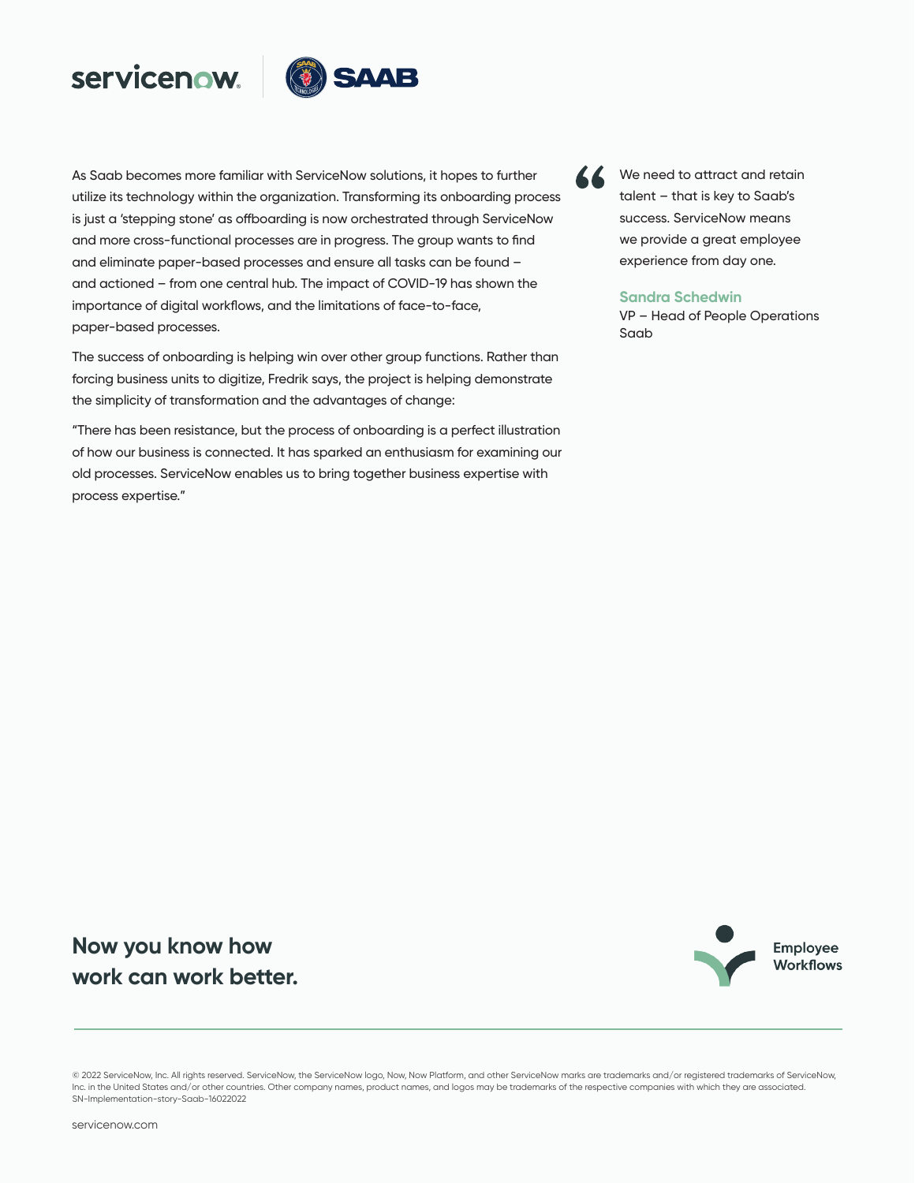As Saab becomes more familiar with ServiceNow solutions, it hopes to further utilize its technology within the organization. Transforming its onboarding process is just a 'stepping stone' as offboarding is now orchestrated through ServiceNow and more cross-functional processes are in progress. The group wants to find and eliminate paper-based processes and ensure all tasks can be found – and actioned – from one central hub. The impact of COVID-19 has shown the importance of digital workflows, and the limitations of face-to-face, paper-based processes.

The success of onboarding is helping win over other group functions. Rather than forcing business units to digitize, Fredrik says, the project is helping demonstrate the simplicity of transformation and the advantages of change:

"There has been resistance, but the process of onboarding is a perfect illustration of how our business is connected. It has sparked an enthusiasm for examining our old processes. ServiceNow enables us to bring together business expertise with process expertise."

> We need to attract and retain talent – that is key to Saab's success. ServiceNow means we provide a great employee experience from day one.
>
> **Sandra Schedwin**
> VP – Head of People Operations
> Saab

## Now you know how work can work better.

Employee Workflows

© 2022 ServiceNow, Inc. All rights reserved. ServiceNow, the ServiceNow logo, Now, Now Platform, and other ServiceNow marks are trademarks and/or registered trademarks of ServiceNow, Inc. in the United States and/or other countries. Other company names, product names, and logos may be trademarks of the respective companies with which they are associated.
SN-Implementation-story-Saab-16022022

servicenow.com